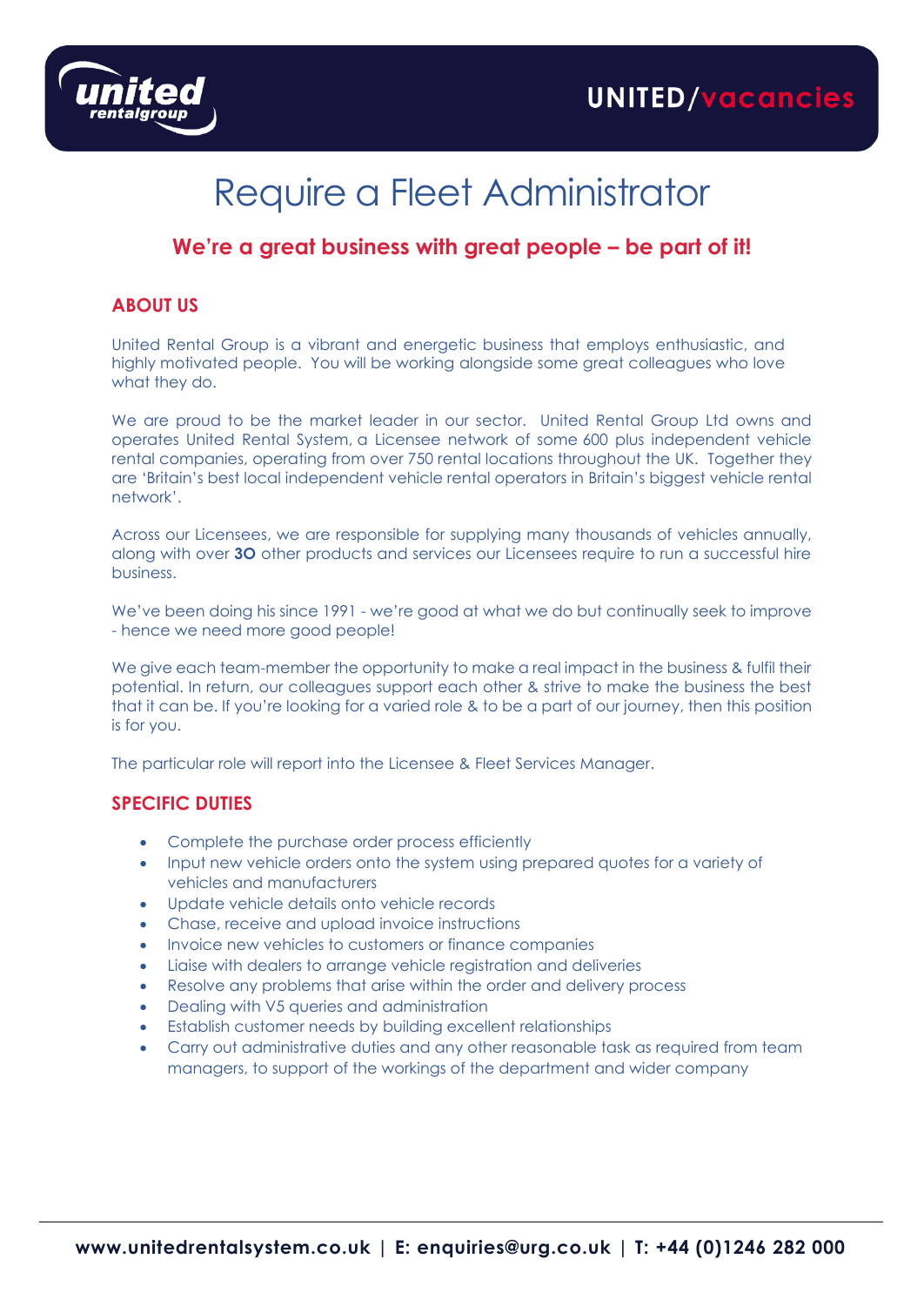UNITED/vacancies

# Require a Fleet Administrator

## We're a great business with great people – be part of it!

### ABOUT US

United Rental Group is a vibrant and energetic business that employs enthusiastic, and highly motivated people. You will be working alongside some great colleagues who love what they do.

We are proud to be the market leader in our sector. United Rental Group Ltd owns and operates United Rental System, a Licensee network of some 600 plus independent vehicle rental companies, operating from over 750 rental locations throughout the UK. Together they are 'Britain's best local independent vehicle rental operators in Britain's biggest vehicle rental network'.

Across our Licensees, we are responsible for supplying many thousands of vehicles annually, along with over **30** other products and services our Licensees require to run a successful hire business.

We've been doing his since 1991 - we're good at what we do but continually seek to improve - hence we need more good people!

We give each team-member the opportunity to make a real impact in the business & fulfil their potential. In return, our colleagues support each other & strive to make the business the best that it can be. If you're looking for a varied role & to be a part of our journey, then this position is for you.

The particular role will report into the Licensee & Fleet Services Manager.

### SPECIFIC DUTIES

- Complete the purchase order process efficiently
- Input new vehicle orders onto the system using prepared quotes for a variety of vehicles and manufacturers
- Update vehicle details onto vehicle records
- Chase, receive and upload invoice instructions
- Invoice new vehicles to customers or finance companies
- Liaise with dealers to arrange vehicle registration and deliveries
- Resolve any problems that arise within the order and delivery process
- Dealing with V5 queries and administration
- Establish customer needs by building excellent relationships
- Carry out administrative duties and any other reasonable task as required from team managers, to support of the workings of the department and wider company

**www.unitedrentalsystem.co.uk | E: enquiries@urg.co.uk | T: +44 (0)1246 282 000**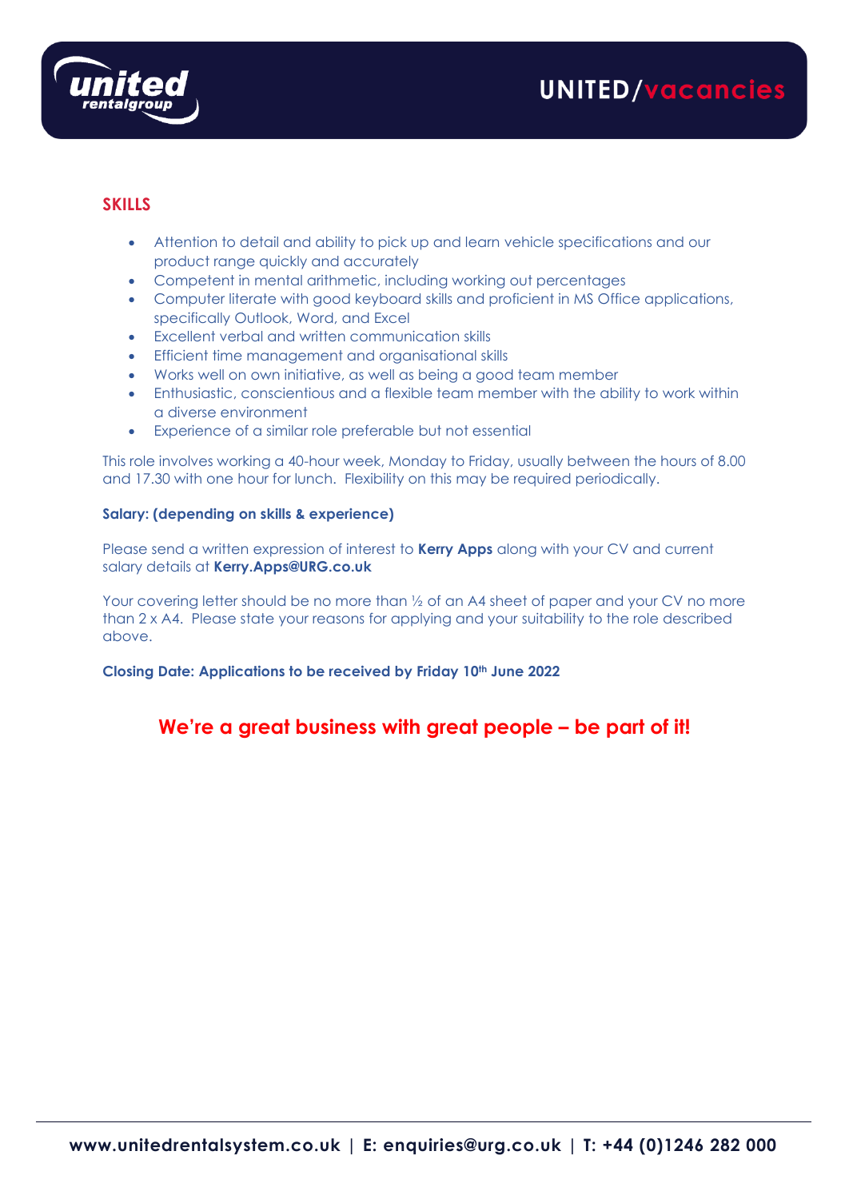## SKILLS

- Attention to detail and ability to pick up and learn vehicle specifications and our product range quickly and accurately
- Competent in mental arithmetic, including working out percentages
- Computer literate with good keyboard skills and proficient in MS Office applications, specifically Outlook, Word, and Excel
- Excellent verbal and written communication skills
- Efficient time management and organisational skills
- Works well on own initiative, as well as being a good team member
- Enthusiastic, conscientious and a flexible team member with the ability to work within a diverse environment
- Experience of a similar role preferable but not essential

This role involves working a 40-hour week, Monday to Friday, usually between the hours of 8.00 and 17.30 with one hour for lunch. Flexibility on this may be required periodically.

**Salary: (depending on skills & experience)**

Please send a written expression of interest to **Kerry Apps** along with your CV and current salary details at **Kerry.Apps@URG.co.uk**

Your covering letter should be no more than ½ of an A4 sheet of paper and your CV no more than 2 x A4. Please state your reasons for applying and your suitability to the role described above.

**Closing Date: Applications to be received by Friday 10th June 2022**

**We're a great business with great people – be part of it!**